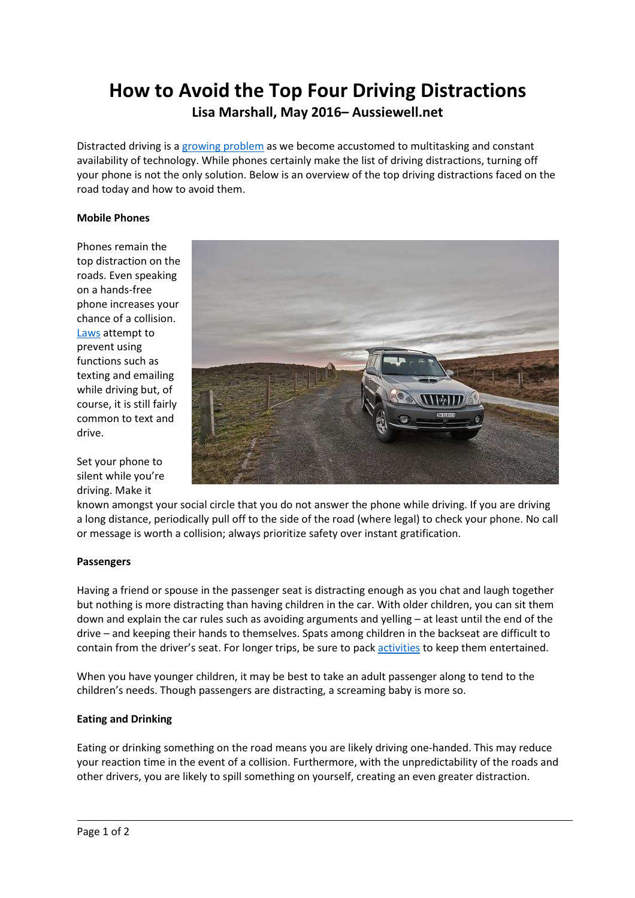# How to Avoid the Top Four Driving Distractions

**Lisa Marshall, May 2016– Aussiewell.net**

Distracted driving is a growing problem as we become accustomed to multitasking and constant availability of technology. While phones certainly make the list of driving distractions, turning off your phone is not the only solution. Below is an overview of the top driving distractions faced on the road today and how to avoid them.

**Mobile Phones**

Phones remain the top distraction on the roads. Even speaking on a hands-free phone increases your chance of a collision. Laws attempt to prevent using functions such as texting and emailing while driving but, of course, it is still fairly common to text and drive.

Set your phone to silent while you're driving. Make it known amongst your social circle that you do not answer the phone while driving. If you are driving a long distance, periodically pull off to the side of the road (where legal) to check your phone. No call or message is worth a collision; always prioritize safety over instant gratification.

**Passengers**

Having a friend or spouse in the passenger seat is distracting enough as you chat and laugh together but nothing is more distracting than having children in the car. With older children, you can sit them down and explain the car rules such as avoiding arguments and yelling – at least until the end of the drive – and keeping their hands to themselves. Spats among children in the backseat are difficult to contain from the driver's seat. For longer trips, be sure to pack activities to keep them entertained.

When you have younger children, it may be best to take an adult passenger along to tend to the children's needs. Though passengers are distracting, a screaming baby is more so.

**Eating and Drinking**

Eating or drinking something on the road means you are likely driving one-handed. This may reduce your reaction time in the event of a collision. Furthermore, with the unpredictability of the roads and other drivers, you are likely to spill something on yourself, creating an even greater distraction.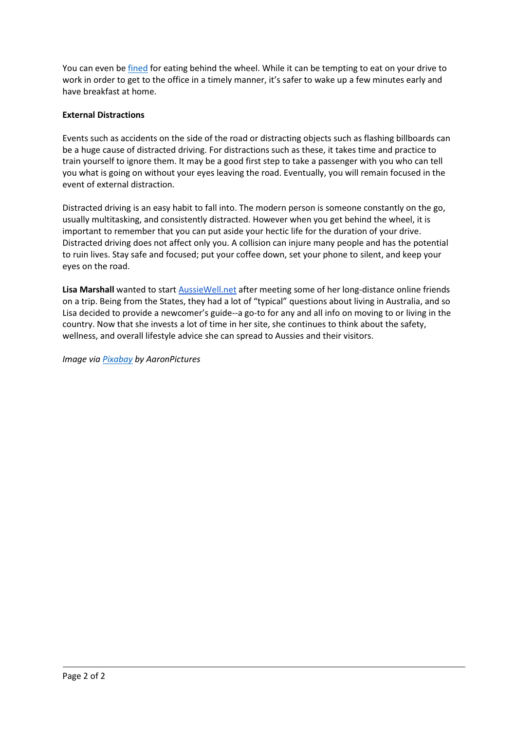You can even be fined for eating behind the wheel. While it can be tempting to eat on your drive to work in order to get to the office in a timely manner, it's safer to wake up a few minutes early and have breakfast at home.

**External Distractions**

Events such as accidents on the side of the road or distracting objects such as flashing billboards can be a huge cause of distracted driving. For distractions such as these, it takes time and practice to train yourself to ignore them. It may be a good first step to take a passenger with you who can tell you what is going on without your eyes leaving the road. Eventually, you will remain focused in the event of external distraction.

Distracted driving is an easy habit to fall into. The modern person is someone constantly on the go, usually multitasking, and consistently distracted. However when you get behind the wheel, it is important to remember that you can put aside your hectic life for the duration of your drive. Distracted driving does not affect only you. A collision can injure many people and has the potential to ruin lives. Stay safe and focused; put your coffee down, set your phone to silent, and keep your eyes on the road.

**Lisa Marshall** wanted to start AussieWell.net after meeting some of her long-distance online friends on a trip. Being from the States, they had a lot of "typical" questions about living in Australia, and so Lisa decided to provide a newcomer's guide--a go-to for any and all info on moving to or living in the country. Now that she invests a lot of time in her site, she continues to think about the safety, wellness, and overall lifestyle advice she can spread to Aussies and their visitors.

*Image via Pixabay by AaronPictures*